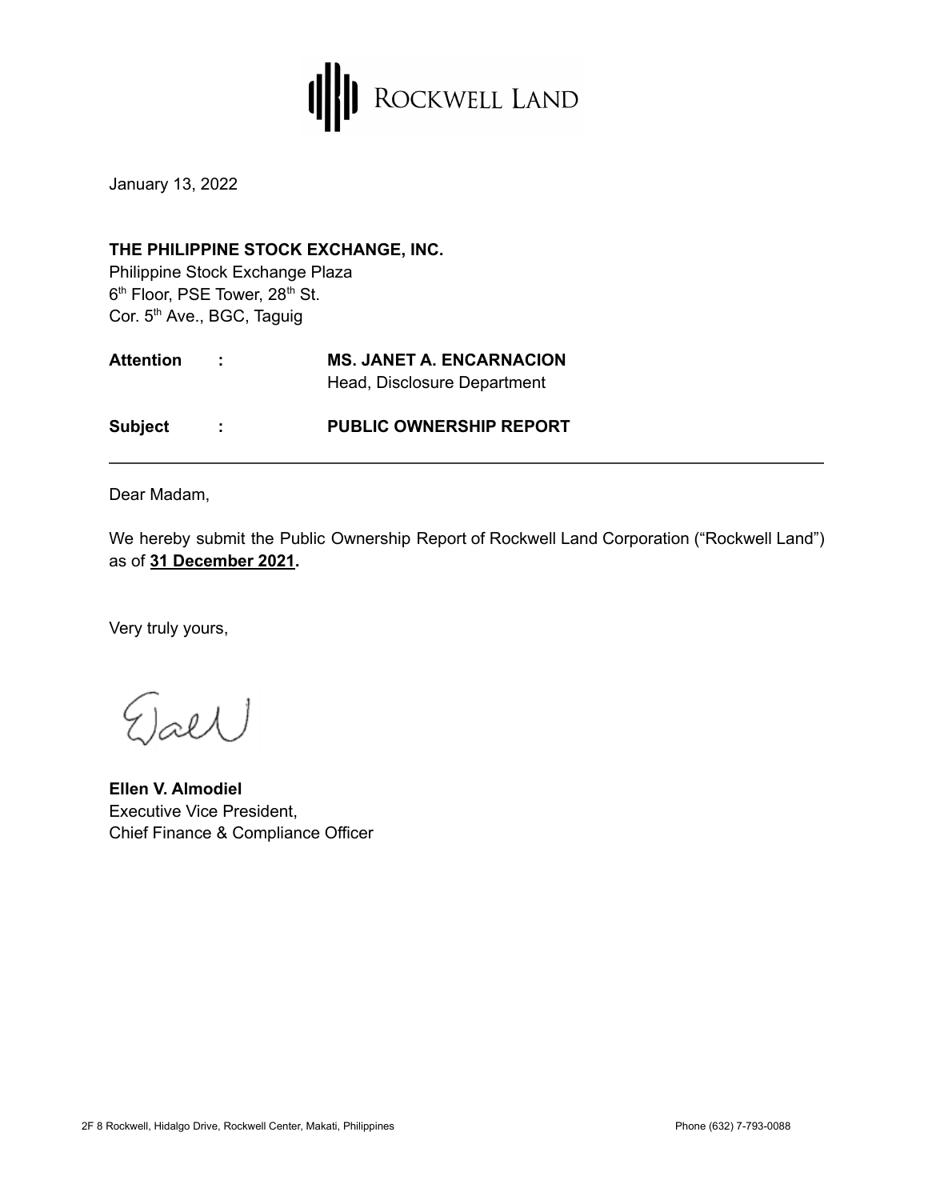ROCKWELL LAND

January 13, 2022

**THE PHILIPPINE STOCK EXCHANGE, INC.**
Philippine Stock Exchange Plaza
6th Floor, PSE Tower, 28th St.
Cor. 5th Ave., BGC, Taguig

**Attention : MS. JANET A. ENCARNACION**
Head, Disclosure Department

**Subject : PUBLIC OWNERSHIP REPORT**

---

Dear Madam,

We hereby submit the Public Ownership Report of Rockwell Land Corporation (“Rockwell Land”) as of **31 December 2021.**

Very truly yours,

**Ellen V. Almodiel**
Executive Vice President,
Chief Finance & Compliance Officer

2F 8 Rockwell, Hidalgo Drive, Rockwell Center, Makati, Philippines Phone (632) 7-793-0088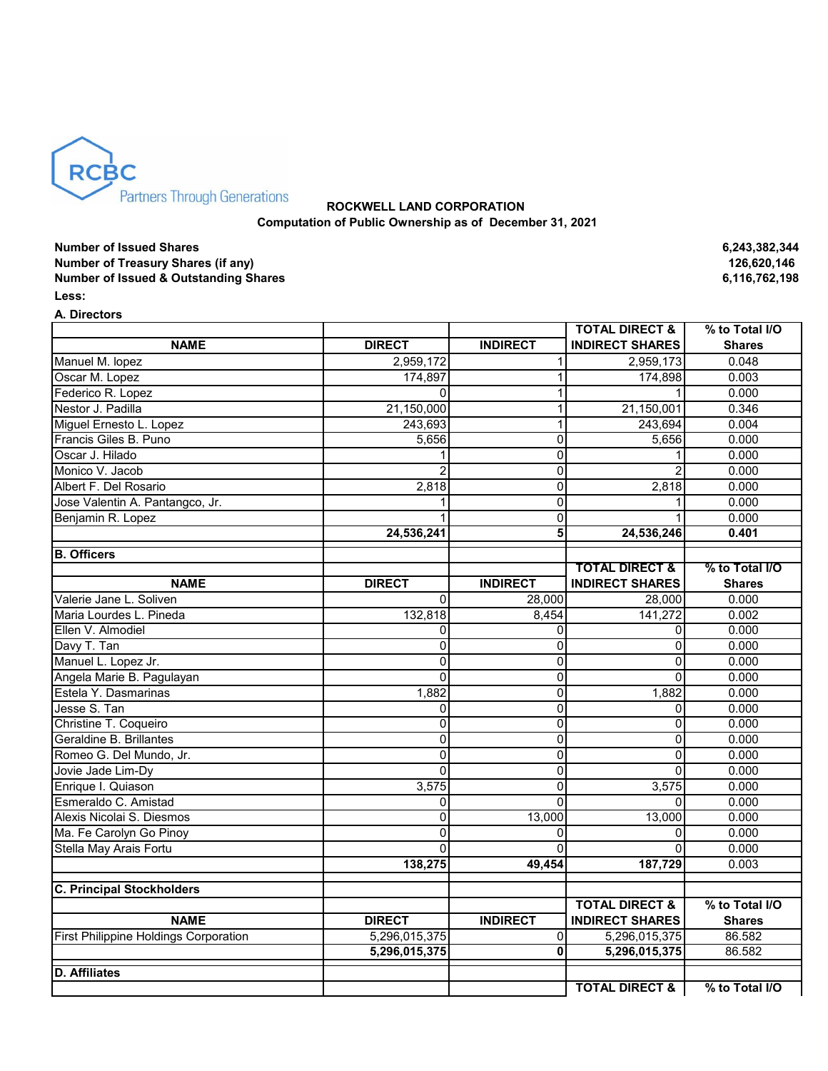RCBC
Partners Through Generations

**ROCKWELL LAND CORPORATION**
**Computation of Public Ownership as of December 31, 2021**

| | |
|---|---|
| **Number of Issued Shares** | **6,243,382,344** |
| **Number of Treasury Shares (if any)** | **126,620,146** |
| **Number of Issued & Outstanding Shares** | **6,116,762,198** |

**Less:**

**A. Directors**

| NAME | DIRECT | INDIRECT | TOTAL DIRECT & INDIRECT SHARES | % to Total I/O Shares |
|---|---|---|---|---|
| Manuel M. lopez | 2,959,172 | 1 | 2,959,173 | 0.048 |
| Oscar M. Lopez | 174,897 | 1 | 174,898 | 0.003 |
| Federico R. Lopez | 0 | 1 | 1 | 0.000 |
| Nestor J. Padilla | 21,150,000 | 1 | 21,150,001 | 0.346 |
| Miguel Ernesto L. Lopez | 243,693 | 1 | 243,694 | 0.004 |
| Francis Giles B. Puno | 5,656 | 0 | 5,656 | 0.000 |
| Oscar J. Hilado | 1 | 0 | 1 | 0.000 |
| Monico V. Jacob | 2 | 0 | 2 | 0.000 |
| Albert F. Del Rosario | 2,818 | 0 | 2,818 | 0.000 |
| Jose Valentin A. Pantangco, Jr. | 1 | 0 | 1 | 0.000 |
| Benjamin R. Lopez | 1 | 0 | 1 | 0.000 |
| | **24,536,241** | **5** | **24,536,246** | **0.401** |

**B. Officers**

| NAME | DIRECT | INDIRECT | TOTAL DIRECT & INDIRECT SHARES | % to Total I/O Shares |
|---|---|---|---|---|
| Valerie Jane L. Soliven | 0 | 28,000 | 28,000 | 0.000 |
| Maria Lourdes L. Pineda | 132,818 | 8,454 | 141,272 | 0.002 |
| Ellen V. Almodiel | 0 | 0 | 0 | 0.000 |
| Davy T. Tan | 0 | 0 | 0 | 0.000 |
| Manuel L. Lopez Jr. | 0 | 0 | 0 | 0.000 |
| Angela Marie B. Pagulayan | 0 | 0 | 0 | 0.000 |
| Estela Y. Dasmarinas | 1,882 | 0 | 1,882 | 0.000 |
| Jesse S. Tan | 0 | 0 | 0 | 0.000 |
| Christine T. Coqueiro | 0 | 0 | 0 | 0.000 |
| Geraldine B. Brillantes | 0 | 0 | 0 | 0.000 |
| Romeo G. Del Mundo, Jr. | 0 | 0 | 0 | 0.000 |
| Jovie Jade Lim-Dy | 0 | 0 | 0 | 0.000 |
| Enrique I. Quiason | 3,575 | 0 | 3,575 | 0.000 |
| Esmeraldo C. Amistad | 0 | 0 | 0 | 0.000 |
| Alexis Nicolai S. Diesmos | 0 | 13,000 | 13,000 | 0.000 |
| Ma. Fe Carolyn Go Pinoy | 0 | 0 | 0 | 0.000 |
| Stella May Arais Fortu | 0 | 0 | 0 | 0.000 |
| | **138,275** | **49,454** | **187,729** | **0.003** |

**C. Principal Stockholders**

| NAME | DIRECT | INDIRECT | TOTAL DIRECT & INDIRECT SHARES | % to Total I/O Shares |
|---|---|---|---|---|
| First Philippine Holdings Corporation | 5,296,015,375 | 0 | 5,296,015,375 | 86.582 |
| | **5,296,015,375** | **0** | **5,296,015,375** | **86.582** |

**D. Affiliates**

| | | | TOTAL DIRECT & | % to Total I/O |
|---|---|---|---|---|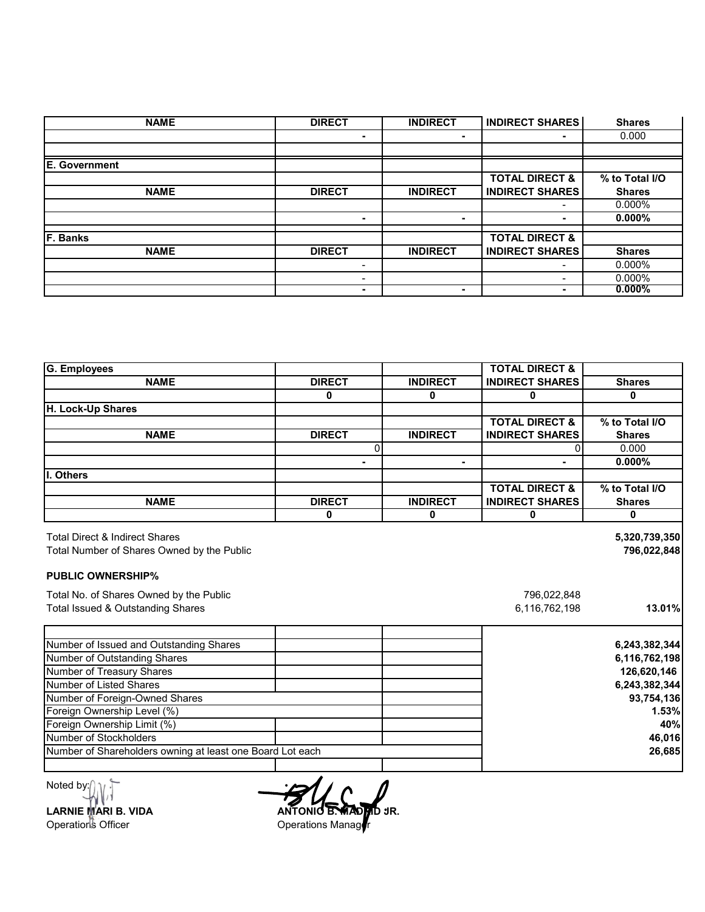| NAME | DIRECT | INDIRECT | INDIRECT SHARES | Shares |
| --- | --- | --- | --- | --- |
| | - | - | - | 0.000 |
| | | | | |
| **E. Government** | | | | |
| | | | **TOTAL DIRECT &** | **% to Total I/O** |
| **NAME** | **DIRECT** | **INDIRECT** | **INDIRECT SHARES** | **Shares** |
| | | | - | 0.000% |
| | - | - | - | **0.000%** |
| | | | | |
| **F. Banks** | | | **TOTAL DIRECT &** | |
| **NAME** | **DIRECT** | **INDIRECT** | **INDIRECT SHARES** | **Shares** |
| | - | | - | 0.000% |
| | - | | - | 0.000% |
| | - | - | - | **0.000%** |

| **G. Employees** | | | **TOTAL DIRECT &** | |
| --- | --- | --- | --- | --- |
| **NAME** | **DIRECT** | **INDIRECT** | **INDIRECT SHARES** | **Shares** |
| | 0 | 0 | 0 | 0 |
| **H. Lock-Up Shares** | | | | |
| | | | **TOTAL DIRECT &** | **% to Total I/O** |
| **NAME** | **DIRECT** | **INDIRECT** | **INDIRECT SHARES** | **Shares** |
| | 0 | | 0 | 0.000 |
| | - | - | - | **0.000%** |
| **I. Others** | | | | |
| | | | **TOTAL DIRECT &** | **% to Total I/O** |
| **NAME** | **DIRECT** | **INDIRECT** | **INDIRECT SHARES** | **Shares** |
| | 0 | 0 | 0 | 0 |

Total Direct & Indirect Shares **5,320,739,350**

Total Number of Shares Owned by the Public **796,022,848**

**PUBLIC OWNERSHIP%**

| | | |
| --- | --- | --- |
| Total No. of Shares Owned by the Public | 796,022,848 | |
| Total Issued & Outstanding Shares | 6,116,762,198 | **13.01%** |

| | |
| --- | --- |
| Number of Issued and Outstanding Shares | **6,243,382,344** |
| Number of Outstanding Shares | **6,116,762,198** |
| Number of Treasury Shares | **126,620,146** |
| Number of Listed Shares | **6,243,382,344** |
| Number of Foreign-Owned Shares | **93,754,136** |
| Foreign Ownership Level (%) | **1.53%** |
| Foreign Ownership Limit (%) | **40%** |
| Number of Stockholders | **46,016** |
| Number of Shareholders owning at least one Board Lot each | **26,685** |

Noted by:

**LARNIE MARI B. VIDA**
Operations Officer

**ANTONIO B. MADRID JR.**
Operations Manager